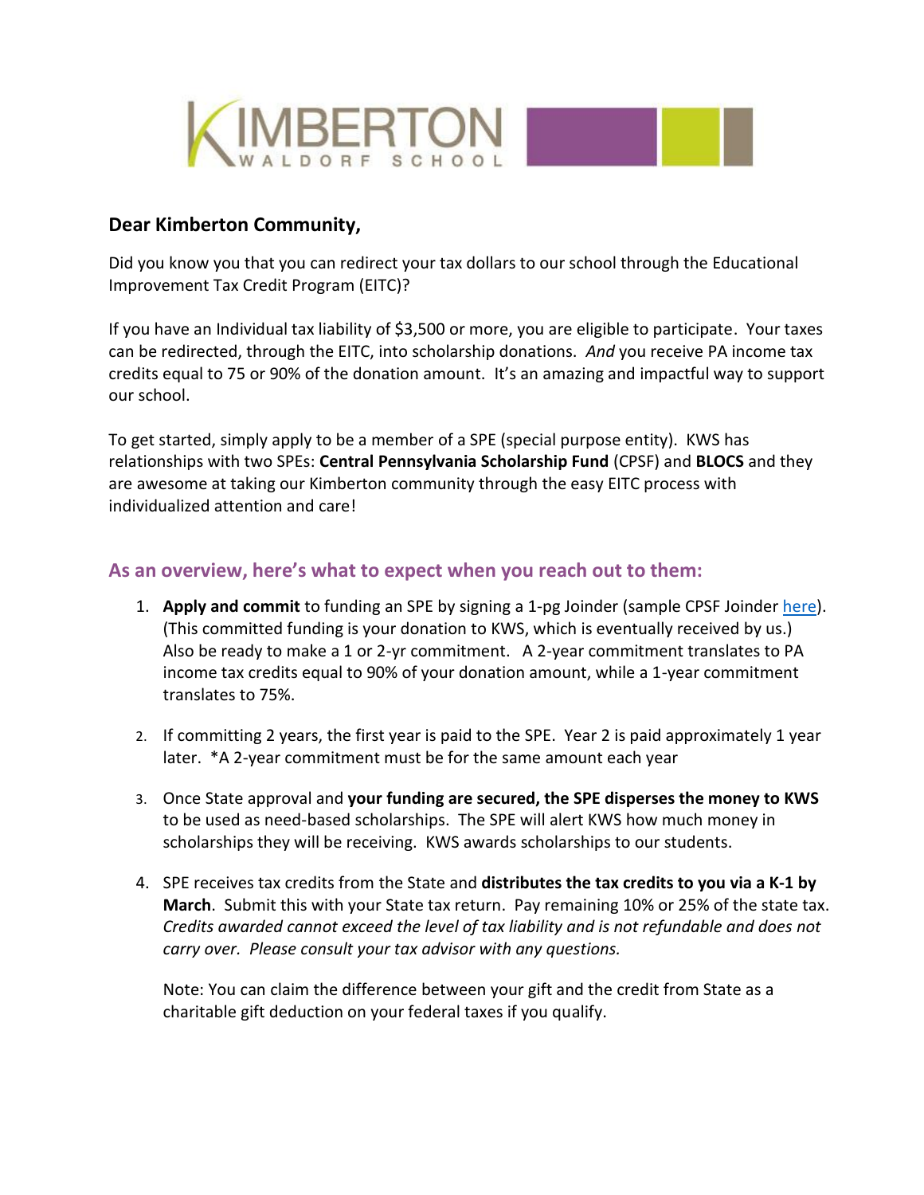KIMBERTON WALDORF SCHOOL

**Dear Kimberton Community,**

Did you know you that you can redirect your tax dollars to our school through the Educational Improvement Tax Credit Program (EITC)?

If you have an Individual tax liability of $3,500 or more, you are eligible to participate. Your taxes can be redirected, through the EITC, into scholarship donations. *And* you receive PA income tax credits equal to 75 or 90% of the donation amount. It's an amazing and impactful way to support our school.

To get started, simply apply to be a member of a SPE (special purpose entity). KWS has relationships with two SPEs: **Central Pennsylvania Scholarship Fund** (CPSF) and **BLOCS** and they are awesome at taking our Kimberton community through the easy EITC process with individualized attention and care!

## As an overview, here's what to expect when you reach out to them:

1. **Apply and commit** to funding an SPE by signing a 1-pg Joinder (sample CPSF Joinder here). (This committed funding is your donation to KWS, which is eventually received by us.) Also be ready to make a 1 or 2-yr commitment. A 2-year commitment translates to PA income tax credits equal to 90% of your donation amount, while a 1-year commitment translates to 75%.

2. If committing 2 years, the first year is paid to the SPE. Year 2 is paid approximately 1 year later. *A 2-year commitment must be for the same amount each year

3. Once State approval and **your funding are secured, the SPE disperses the money to KWS** to be used as need-based scholarships. The SPE will alert KWS how much money in scholarships they will be receiving. KWS awards scholarships to our students.

4. SPE receives tax credits from the State and **distributes the tax credits to you via a K-1 by March**. Submit this with your State tax return. Pay remaining 10% or 25% of the state tax. *Credits awarded cannot exceed the level of tax liability and is not refundable and does not carry over. Please consult your tax advisor with any questions.*

   Note: You can claim the difference between your gift and the credit from State as a charitable gift deduction on your federal taxes if you qualify.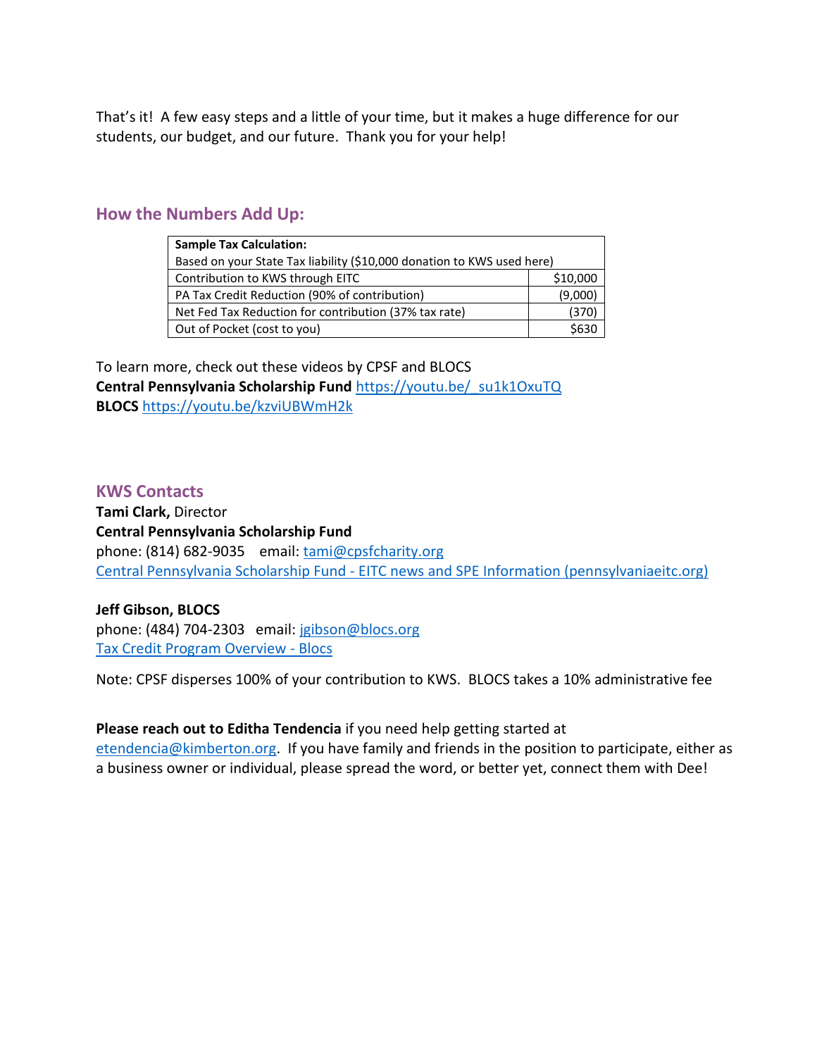That's it! A few easy steps and a little of your time, but it makes a huge difference for our students, our budget, and our future. Thank you for your help!

## How the Numbers Add Up:

| | |
|---|---|
| **Sample Tax Calculation:** | |
| Based on your State Tax liability ($10,000 donation to KWS used here) | |
| Contribution to KWS through EITC | $10,000 |
| PA Tax Credit Reduction (90% of contribution) | (9,000) |
| Net Fed Tax Reduction for contribution (37% tax rate) | (370) |
| Out of Pocket (cost to you) | $630 |

To learn more, check out these videos by CPSF and BLOCS
**Central Pennsylvania Scholarship Fund** https://youtu.be/_su1k1OxuTQ
**BLOCS** https://youtu.be/kzviUBWmH2k

## KWS Contacts

**Tami Clark,** Director
**Central Pennsylvania Scholarship Fund**
phone: (814) 682-9035 email: tami@cpsfcharity.org
Central Pennsylvania Scholarship Fund - EITC news and SPE Information (pennsylvaniaeitc.org)

**Jeff Gibson, BLOCS**
phone: (484) 704-2303 email: jgibson@blocs.org
Tax Credit Program Overview - Blocs

Note: CPSF disperses 100% of your contribution to KWS. BLOCS takes a 10% administrative fee

**Please reach out to Editha Tendencia** if you need help getting started at etendencia@kimberton.org. If you have family and friends in the position to participate, either as a business owner or individual, please spread the word, or better yet, connect them with Dee!